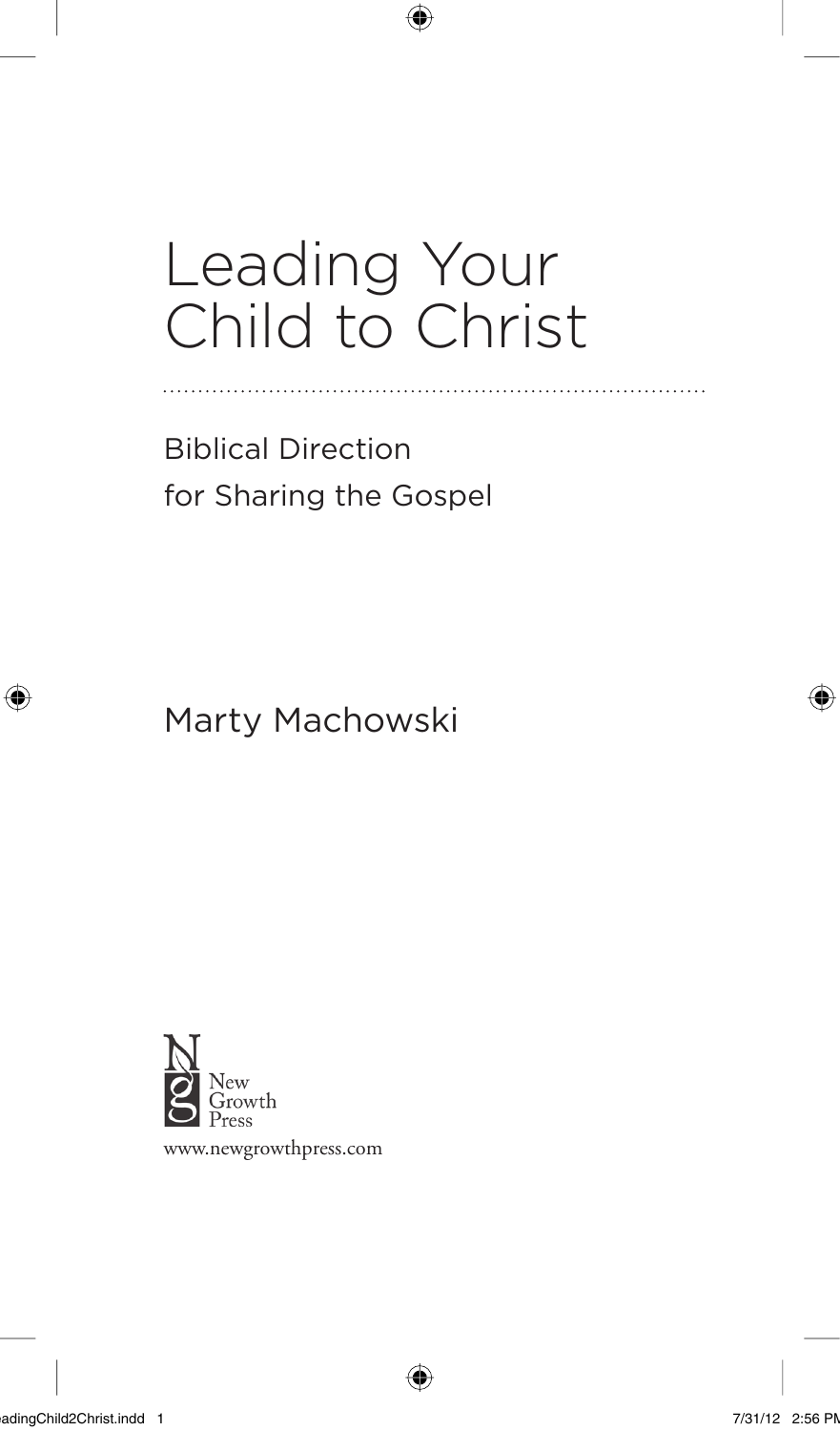# Leading Your Child to Christ

Biblical Direction for Sharing the Gospel

Marty Machowski

New Growth Press

www.newgrowthpress.com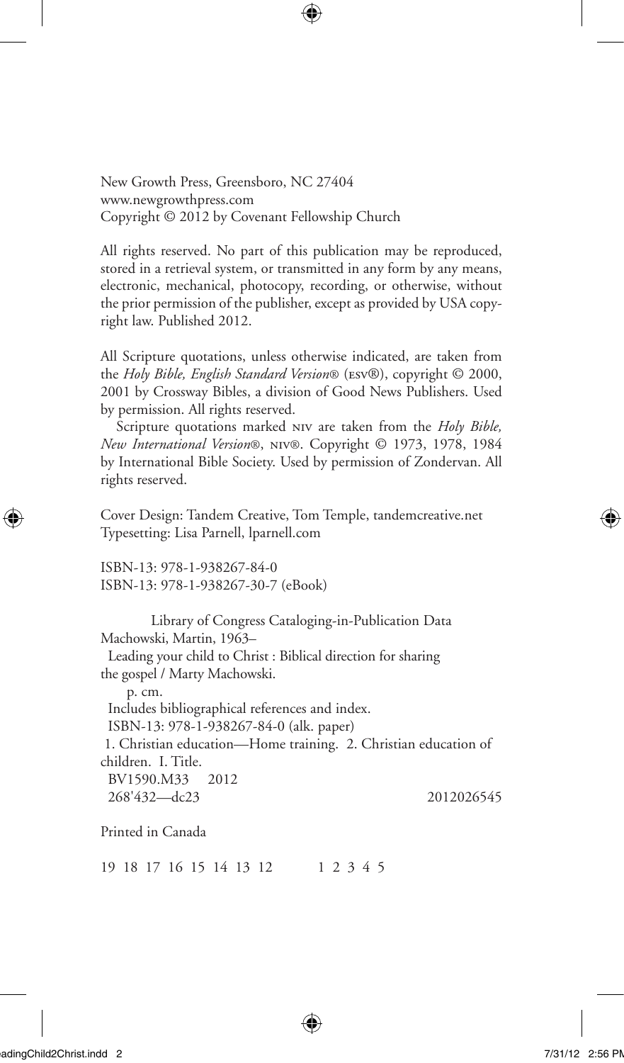New Growth Press, Greensboro, NC 27404
www.newgrowthpress.com
Copyright © 2012 by Covenant Fellowship Church

All rights reserved. No part of this publication may be reproduced, stored in a retrieval system, or transmitted in any form by any means, electronic, mechanical, photocopy, recording, or otherwise, without the prior permission of the publisher, except as provided by USA copyright law. Published 2012.

All Scripture quotations, unless otherwise indicated, are taken from the *Holy Bible, English Standard Version*® (ESV®), copyright © 2000, 2001 by Crossway Bibles, a division of Good News Publishers. Used by permission. All rights reserved.

Scripture quotations marked NIV are taken from the *Holy Bible, New International Version*®, NIV®. Copyright © 1973, 1978, 1984 by International Bible Society. Used by permission of Zondervan. All rights reserved.

Cover Design: Tandem Creative, Tom Temple, tandemcreative.net
Typesetting: Lisa Parnell, lparnell.com

ISBN-13: 978-1-938267-84-0
ISBN-13: 978-1-938267-30-7 (eBook)

Library of Congress Cataloging-in-Publication Data
Machowski, Martin, 1963–
Leading your child to Christ : Biblical direction for sharing the gospel / Marty Machowski.
p. cm.
Includes bibliographical references and index.
ISBN-13: 978-1-938267-84-0 (alk. paper)
1. Christian education—Home training. 2. Christian education of children. I. Title.
BV1590.M33 2012
268'432—dc23 2012026545

Printed in Canada

19 18 17 16 15 14 13 12 1 2 3 4 5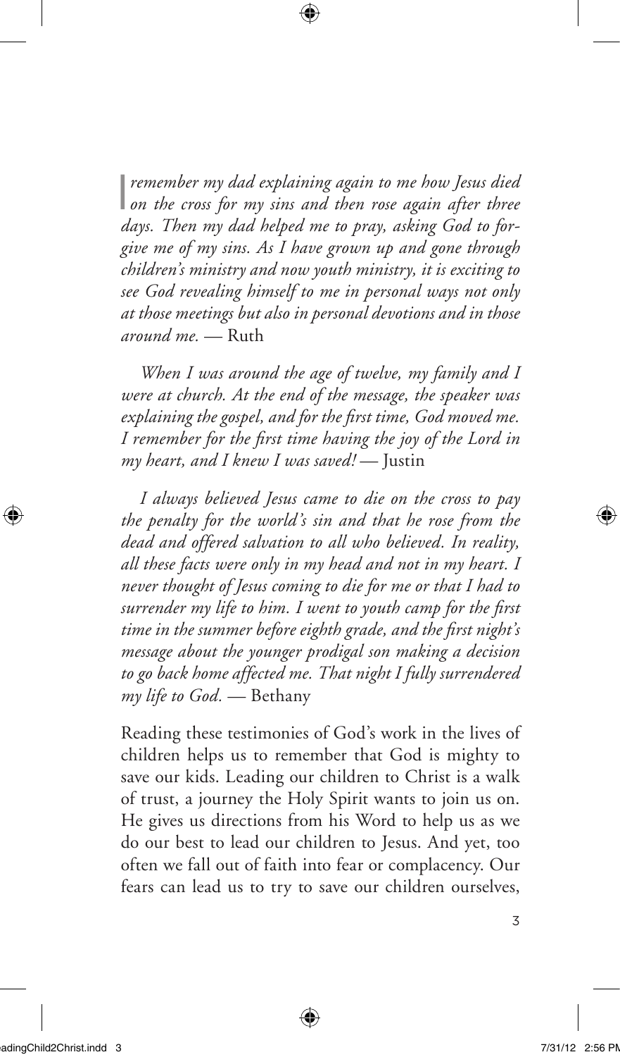*I remember my dad explaining again to me how Jesus died on the cross for my sins and then rose again after three days. Then my dad helped me to pray, asking God to forgive me of my sins. As I have grown up and gone through children's ministry and now youth ministry, it is exciting to see God revealing himself to me in personal ways not only at those meetings but also in personal devotions and in those around me.* — Ruth

*When I was around the age of twelve, my family and I were at church. At the end of the message, the speaker was explaining the gospel, and for the first time, God moved me. I remember for the first time having the joy of the Lord in my heart, and I knew I was saved!* — Justin

*I always believed Jesus came to die on the cross to pay the penalty for the world's sin and that he rose from the dead and offered salvation to all who believed. In reality, all these facts were only in my head and not in my heart. I never thought of Jesus coming to die for me or that I had to surrender my life to him. I went to youth camp for the first time in the summer before eighth grade, and the first night's message about the younger prodigal son making a decision to go back home affected me. That night I fully surrendered my life to God.* — Bethany

Reading these testimonies of God's work in the lives of children helps us to remember that God is mighty to save our kids. Leading our children to Christ is a walk of trust, a journey the Holy Spirit wants to join us on. He gives us directions from his Word to help us as we do our best to lead our children to Jesus. And yet, too often we fall out of faith into fear or complacency. Our fears can lead us to try to save our children ourselves,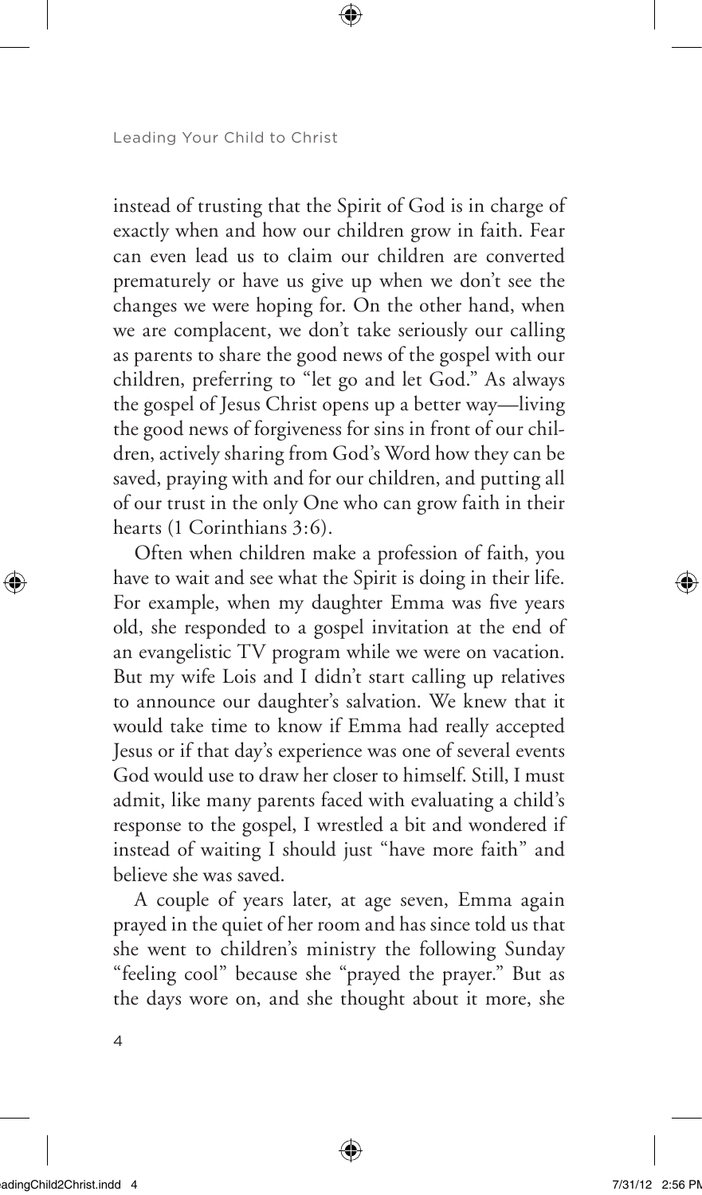instead of trusting that the Spirit of God is in charge of exactly when and how our children grow in faith. Fear can even lead us to claim our children are converted prematurely or have us give up when we don't see the changes we were hoping for. On the other hand, when we are complacent, we don't take seriously our calling as parents to share the good news of the gospel with our children, preferring to "let go and let God." As always the gospel of Jesus Christ opens up a better way—living the good news of forgiveness for sins in front of our children, actively sharing from God's Word how they can be saved, praying with and for our children, and putting all of our trust in the only One who can grow faith in their hearts (1 Corinthians 3:6).

Often when children make a profession of faith, you have to wait and see what the Spirit is doing in their life. For example, when my daughter Emma was five years old, she responded to a gospel invitation at the end of an evangelistic TV program while we were on vacation. But my wife Lois and I didn't start calling up relatives to announce our daughter's salvation. We knew that it would take time to know if Emma had really accepted Jesus or if that day's experience was one of several events God would use to draw her closer to himself. Still, I must admit, like many parents faced with evaluating a child's response to the gospel, I wrestled a bit and wondered if instead of waiting I should just "have more faith" and believe she was saved.

A couple of years later, at age seven, Emma again prayed in the quiet of her room and has since told us that she went to children's ministry the following Sunday "feeling cool" because she "prayed the prayer." But as the days wore on, and she thought about it more, she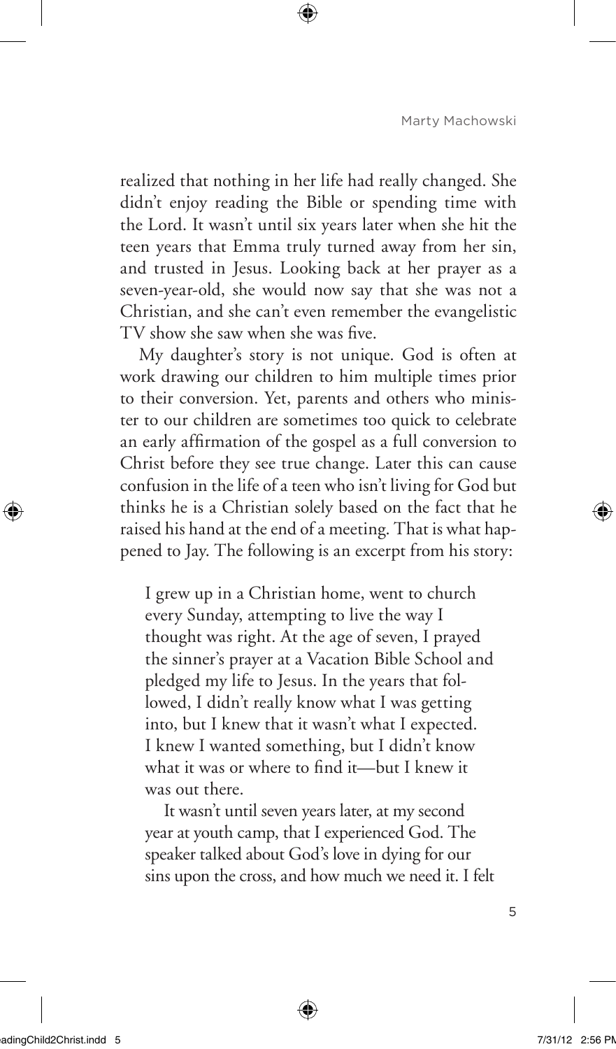realized that nothing in her life had really changed. She didn't enjoy reading the Bible or spending time with the Lord. It wasn't until six years later when she hit the teen years that Emma truly turned away from her sin, and trusted in Jesus. Looking back at her prayer as a seven-year-old, she would now say that she was not a Christian, and she can't even remember the evangelistic TV show she saw when she was five.

My daughter's story is not unique. God is often at work drawing our children to him multiple times prior to their conversion. Yet, parents and others who minister to our children are sometimes too quick to celebrate an early affirmation of the gospel as a full conversion to Christ before they see true change. Later this can cause confusion in the life of a teen who isn't living for God but thinks he is a Christian solely based on the fact that he raised his hand at the end of a meeting. That is what happened to Jay. The following is an excerpt from his story:

> I grew up in a Christian home, went to church every Sunday, attempting to live the way I thought was right. At the age of seven, I prayed the sinner's prayer at a Vacation Bible School and pledged my life to Jesus. In the years that followed, I didn't really know what I was getting into, but I knew that it wasn't what I expected. I knew I wanted something, but I didn't know what it was or where to find it—but I knew it was out there.
>
> It wasn't until seven years later, at my second year at youth camp, that I experienced God. The speaker talked about God's love in dying for our sins upon the cross, and how much we need it. I felt